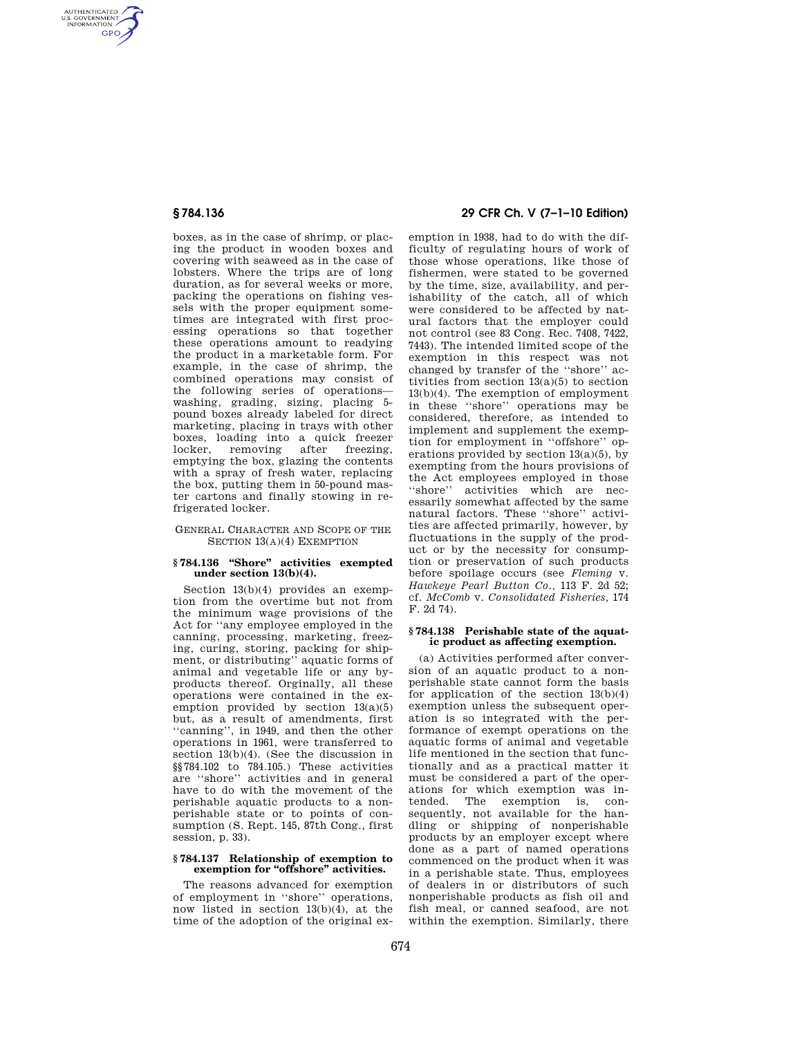boxes, as in the case of shrimp, or placing the product in wooden boxes and covering with seaweed as in the case of lobsters. Where the trips are of long duration, as for several weeks or more, packing the operations on fishing vessels with the proper equipment sometimes are integrated with first processing operations so that together these operations amount to readying the product in a marketable form. For example, in the case of shrimp, the combined operations may consist of the following series of operations—washing, grading, sizing, placing 5-pound boxes already labeled for direct marketing, placing in trays with other boxes, loading into a quick freezer locker, removing after freezing, emptying the box, glazing the contents with a spray of fresh water, replacing the box, putting them in 50-pound master cartons and finally stowing in refrigerated locker.

## General Character and Scope of the Section 13(a)(4) Exemption

### § 784.136 "Shore" activities exempted under section 13(b)(4).

Section 13(b)(4) provides an exemption from the overtime but not from the minimum wage provisions of the Act for "any employee employed in the canning, processing, marketing, freezing, curing, storing, packing for shipment, or distributing" aquatic forms of animal and vegetable life or any byproducts thereof. Orginally, all these operations were contained in the exemption provided by section 13(a)(5) but, as a result of amendments, first "canning", in 1949, and then the other operations in 1961, were transferred to section 13(b)(4). (See the discussion in §§ 784.102 to 784.105.) These activities are "shore" activities and in general have to do with the movement of the perishable aquatic products to a nonperishable state or to points of consumption (S. Rept. 145, 87th Cong., first session, p. 33).

### § 784.137 Relationship of exemption to exemption for "offshore" activities.

The reasons advanced for exemption of employment in "shore" operations, now listed in section 13(b)(4), at the time of the adoption of the original exemption in 1938, had to do with the difficulty of regulating hours of work of those whose operations, like those of fishermen, were stated to be governed by the time, size, availability, and perishability of the catch, all of which were considered to be affected by natural factors that the employer could not control (see 83 Cong. Rec. 7408, 7422, 7443). The intended limited scope of the exemption in this respect was not changed by transfer of the "shore" activities from section 13(a)(5) to section 13(b)(4). The exemption of employment in these "shore" operations may be considered, therefore, as intended to implement and supplement the exemption for employment in "offshore" operations provided by section 13(a)(5), by exempting from the hours provisions of the Act employees employed in those "shore" activities which are necessarily somewhat affected by the same natural factors. These "shore" activities are affected primarily, however, by fluctuations in the supply of the product or by the necessity for consumption or preservation of such products before spoilage occurs (see *Fleming* v. *Hawkeye Pearl Button Co.*, 113 F. 2d 52; cf. *McComb* v. *Consolidated Fisheries*, 174 F. 2d 74).

### § 784.138 Perishable state of the aquatic product as affecting exemption.

(a) Activities performed after conversion of an aquatic product to a nonperishable state cannot form the basis for application of the section 13(b)(4) exemption unless the subsequent operation is so integrated with the performance of exempt operations on the aquatic forms of animal and vegetable life mentioned in the section that functionally and as a practical matter it must be considered a part of the operations for which exemption was intended. The exemption is, consequently, not available for the handling or shipping of nonperishable products by an employer except where done as a part of named operations commenced on the product when it was in a perishable state. Thus, employees of dealers in or distributors of such nonperishable products as fish oil and fish meal, or canned seafood, are not within the exemption. Similarly, there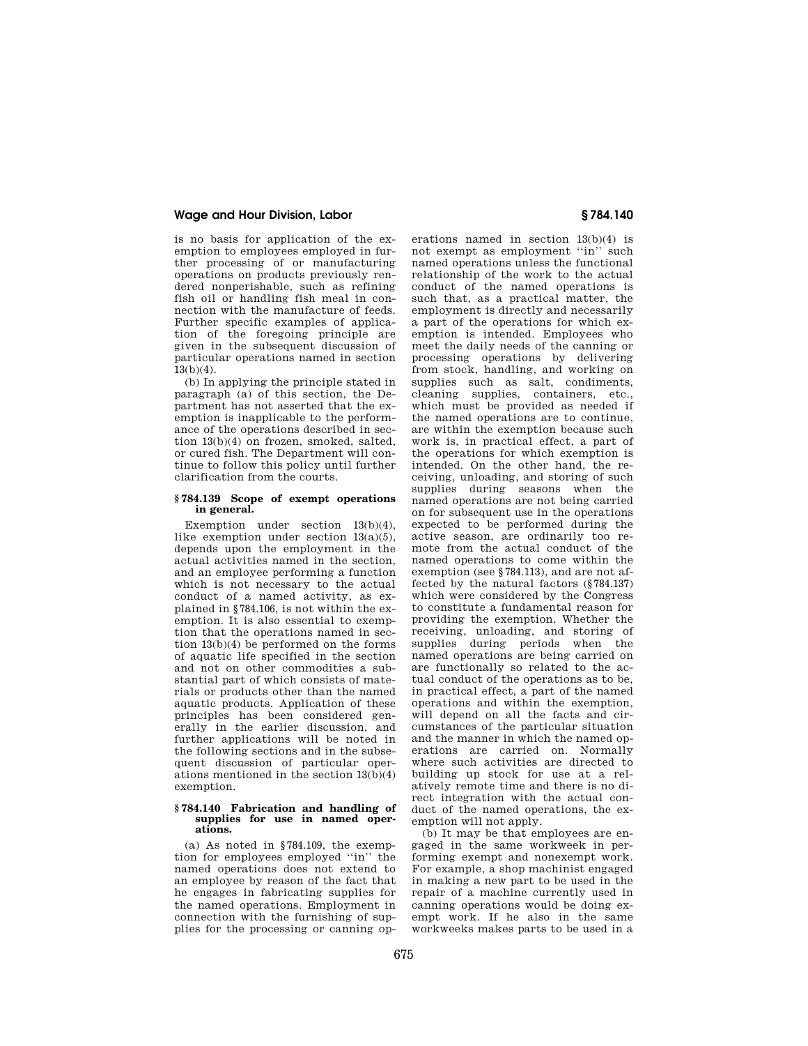is no basis for application of the exemption to employees employed in further processing of or manufacturing operations on products previously rendered nonperishable, such as refining fish oil or handling fish meal in connection with the manufacture of feeds. Further specific examples of application of the foregoing principle are given in the subsequent discussion of particular operations named in section 13(b)(4).

(b) In applying the principle stated in paragraph (a) of this section, the Department has not asserted that the exemption is inapplicable to the performance of the operations described in section 13(b)(4) on frozen, smoked, salted, or cured fish. The Department will continue to follow this policy until further clarification from the courts.

### § 784.139 Scope of exempt operations in general.

Exemption under section 13(b)(4), like exemption under section 13(a)(5), depends upon the employment in the actual activities named in the section, and an employee performing a function which is not necessary to the actual conduct of a named activity, as explained in §784.106, is not within the exemption. It is also essential to exemption that the operations named in section 13(b)(4) be performed on the forms of aquatic life specified in the section and not on other commodities a substantial part of which consists of materials or products other than the named aquatic products. Application of these principles has been considered generally in the earlier discussion, and further applications will be noted in the following sections and in the subsequent discussion of particular operations mentioned in the section 13(b)(4) exemption.

### § 784.140 Fabrication and handling of supplies for use in named operations.

(a) As noted in §784.109, the exemption for employees employed "in" the named operations does not extend to an employee by reason of the fact that he engages in fabricating supplies for the named operations. Employment in connection with the furnishing of supplies for the processing or canning operations named in section 13(b)(4) is not exempt as employment "in" such named operations unless the functional relationship of the work to the actual conduct of the named operations is such that, as a practical matter, the employment is directly and necessarily a part of the operations for which exemption is intended. Employees who meet the daily needs of the canning or processing operations by delivering from stock, handling, and working on supplies such as salt, condiments, cleaning supplies, containers, etc., which must be provided as needed if the named operations are to continue, are within the exemption because such work is, in practical effect, a part of the operations for which exemption is intended. On the other hand, the receiving, unloading, and storing of such supplies during seasons when the named operations are not being carried on for subsequent use in the operations expected to be performed during the active season, are ordinarily too remote from the actual conduct of the named operations to come within the exemption (see §784.113), and are not affected by the natural factors (§784.137) which were considered by the Congress to constitute a fundamental reason for providing the exemption. Whether the receiving, unloading, and storing of supplies during periods when the named operations are being carried on are functionally so related to the actual conduct of the operations as to be, in practical effect, a part of the named operations and within the exemption, will depend on all the facts and circumstances of the particular situation and the manner in which the named operations are carried on. Normally where such activities are directed to building up stock for use at a relatively remote time and there is no direct integration with the actual conduct of the named operations, the exemption will not apply.

(b) It may be that employees are engaged in the same workweek in performing exempt and nonexempt work. For example, a shop machinist engaged in making a new part to be used in the repair of a machine currently used in canning operations would be doing exempt work. If he also in the same workweeks makes parts to be used in a